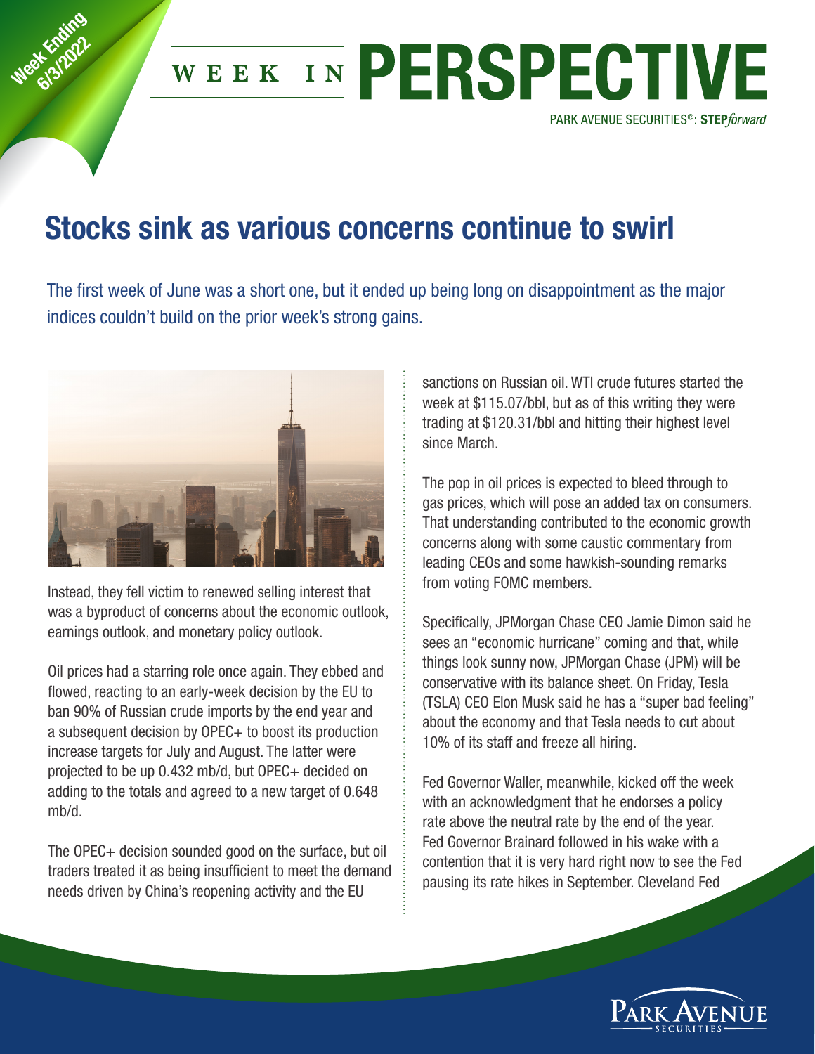Week Ending 6/3/2022

# WEEK IN PERSPECTIVE

PARK AVENUE SECURITIES®: STEP*forward*

## Stocks sink as various concerns continue to swirl

The first week of June was a short one, but it ended up being long on disappointment as the major indices couldn't build on the prior week's strong gains.

Instead, they fell victim to renewed selling interest that was a byproduct of concerns about the economic outlook, earnings outlook, and monetary policy outlook.

Oil prices had a starring role once again. They ebbed and flowed, reacting to an early-week decision by the EU to ban 90% of Russian crude imports by the end year and a subsequent decision by OPEC+ to boost its production increase targets for July and August. The latter were projected to be up 0.432 mb/d, but OPEC+ decided on adding to the totals and agreed to a new target of 0.648 mb/d.

The OPEC+ decision sounded good on the surface, but oil traders treated it as being insufficient to meet the demand needs driven by China's reopening activity and the EU sanctions on Russian oil. WTI crude futures started the week at $115.07/bbl, but as of this writing they were trading at $120.31/bbl and hitting their highest level since March.

The pop in oil prices is expected to bleed through to gas prices, which will pose an added tax on consumers. That understanding contributed to the economic growth concerns along with some caustic commentary from leading CEOs and some hawkish-sounding remarks from voting FOMC members.

Specifically, JPMorgan Chase CEO Jamie Dimon said he sees an "economic hurricane" coming and that, while things look sunny now, JPMorgan Chase (JPM) will be conservative with its balance sheet. On Friday, Tesla (TSLA) CEO Elon Musk said he has a "super bad feeling" about the economy and that Tesla needs to cut about 10% of its staff and freeze all hiring.

Fed Governor Waller, meanwhile, kicked off the week with an acknowledgment that he endorses a policy rate above the neutral rate by the end of the year. Fed Governor Brainard followed in his wake with a contention that it is very hard right now to see the Fed pausing its rate hikes in September. Cleveland Fed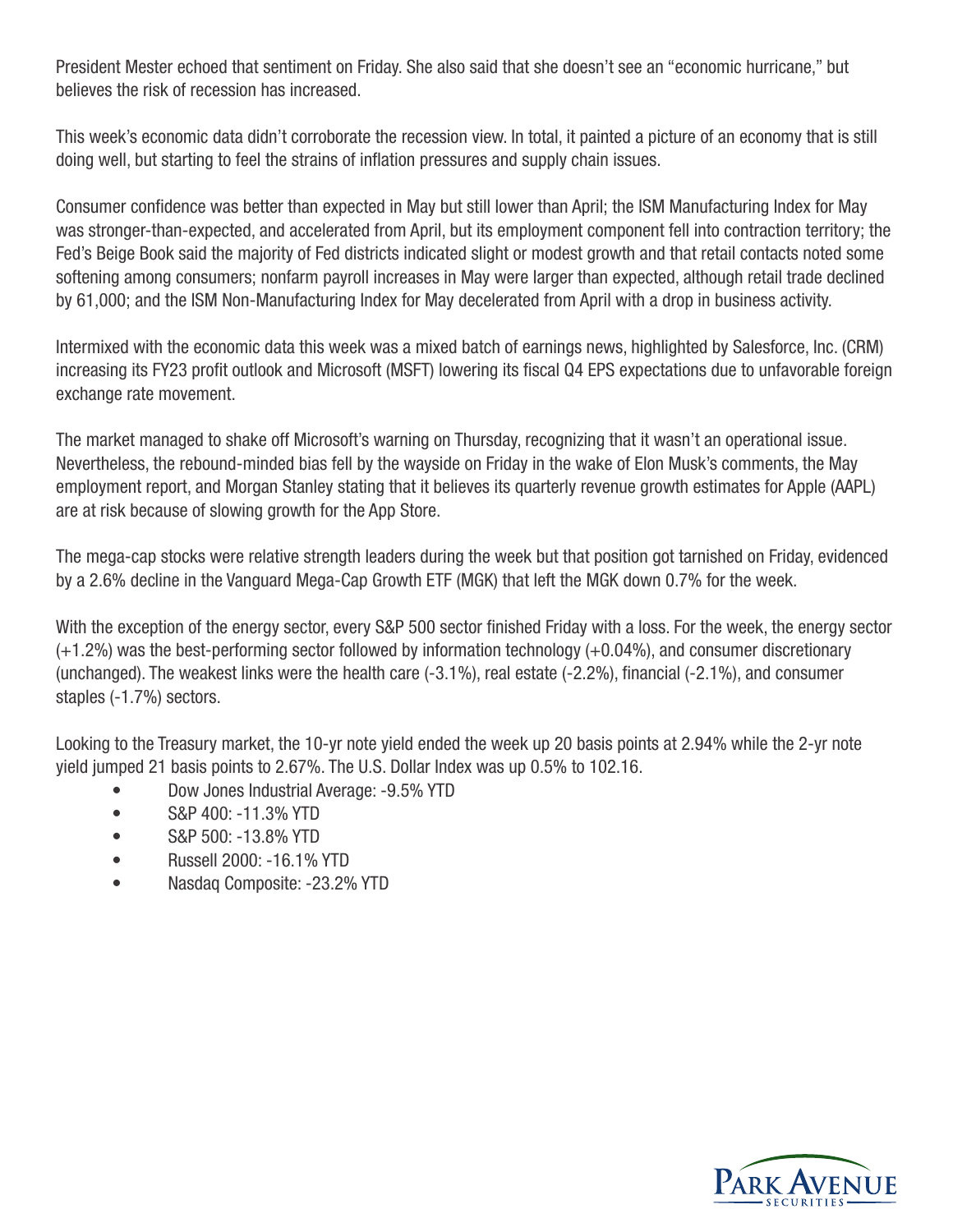President Mester echoed that sentiment on Friday. She also said that she doesn't see an "economic hurricane," but believes the risk of recession has increased.

This week's economic data didn't corroborate the recession view. In total, it painted a picture of an economy that is still doing well, but starting to feel the strains of inflation pressures and supply chain issues.

Consumer confidence was better than expected in May but still lower than April; the ISM Manufacturing Index for May was stronger-than-expected, and accelerated from April, but its employment component fell into contraction territory; the Fed's Beige Book said the majority of Fed districts indicated slight or modest growth and that retail contacts noted some softening among consumers; nonfarm payroll increases in May were larger than expected, although retail trade declined by 61,000; and the ISM Non-Manufacturing Index for May decelerated from April with a drop in business activity.

Intermixed with the economic data this week was a mixed batch of earnings news, highlighted by Salesforce, Inc. (CRM) increasing its FY23 profit outlook and Microsoft (MSFT) lowering its fiscal Q4 EPS expectations due to unfavorable foreign exchange rate movement.

The market managed to shake off Microsoft's warning on Thursday, recognizing that it wasn't an operational issue. Nevertheless, the rebound-minded bias fell by the wayside on Friday in the wake of Elon Musk's comments, the May employment report, and Morgan Stanley stating that it believes its quarterly revenue growth estimates for Apple (AAPL) are at risk because of slowing growth for the App Store.

The mega-cap stocks were relative strength leaders during the week but that position got tarnished on Friday, evidenced by a 2.6% decline in the Vanguard Mega-Cap Growth ETF (MGK) that left the MGK down 0.7% for the week.

With the exception of the energy sector, every S&P 500 sector finished Friday with a loss. For the week, the energy sector (+1.2%) was the best-performing sector followed by information technology (+0.04%), and consumer discretionary (unchanged). The weakest links were the health care (-3.1%), real estate (-2.2%), financial (-2.1%), and consumer staples (-1.7%) sectors.

Looking to the Treasury market, the 10-yr note yield ended the week up 20 basis points at 2.94% while the 2-yr note yield jumped 21 basis points to 2.67%. The U.S. Dollar Index was up 0.5% to 102.16.

- Dow Jones Industrial Average: -9.5% YTD
- S&P 400: -11.3% YTD
- S&P 500: -13.8% YTD
- Russell 2000: -16.1% YTD
- Nasdaq Composite: -23.2% YTD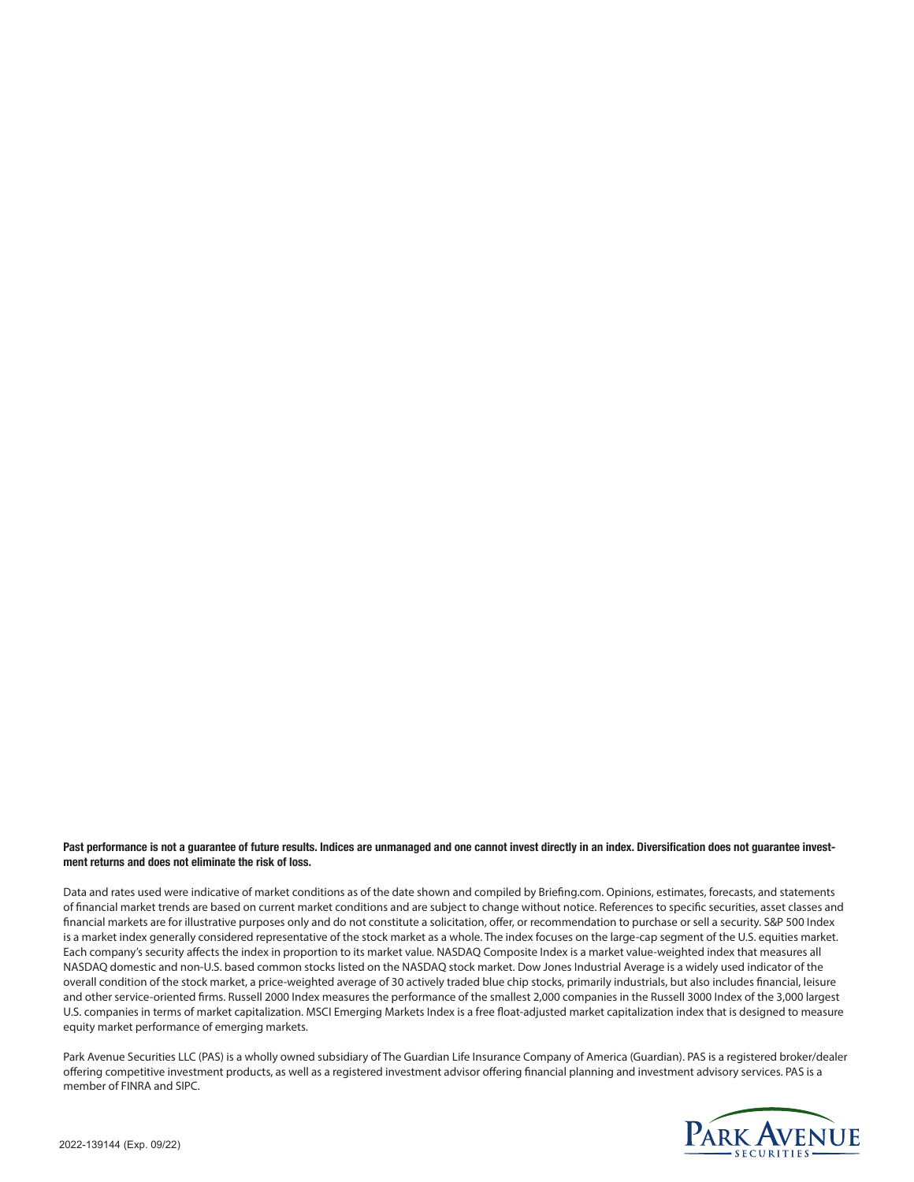**Past performance is not a guarantee of future results. Indices are unmanaged and one cannot invest directly in an index. Diversification does not guarantee investment returns and does not eliminate the risk of loss.**

Data and rates used were indicative of market conditions as of the date shown and compiled by Briefing.com. Opinions, estimates, forecasts, and statements of financial market trends are based on current market conditions and are subject to change without notice. References to specific securities, asset classes and financial markets are for illustrative purposes only and do not constitute a solicitation, offer, or recommendation to purchase or sell a security. S&P 500 Index is a market index generally considered representative of the stock market as a whole. The index focuses on the large-cap segment of the U.S. equities market. Each company's security affects the index in proportion to its market value. NASDAQ Composite Index is a market value-weighted index that measures all NASDAQ domestic and non-U.S. based common stocks listed on the NASDAQ stock market. Dow Jones Industrial Average is a widely used indicator of the overall condition of the stock market, a price-weighted average of 30 actively traded blue chip stocks, primarily industrials, but also includes financial, leisure and other service-oriented firms. Russell 2000 Index measures the performance of the smallest 2,000 companies in the Russell 3000 Index of the 3,000 largest U.S. companies in terms of market capitalization. MSCI Emerging Markets Index is a free float-adjusted market capitalization index that is designed to measure equity market performance of emerging markets.

Park Avenue Securities LLC (PAS) is a wholly owned subsidiary of The Guardian Life Insurance Company of America (Guardian). PAS is a registered broker/dealer offering competitive investment products, as well as a registered investment advisor offering financial planning and investment advisory services. PAS is a member of FINRA and SIPC.

2022-139144 (Exp. 09/22)

PARK AVENUE SECURITIES